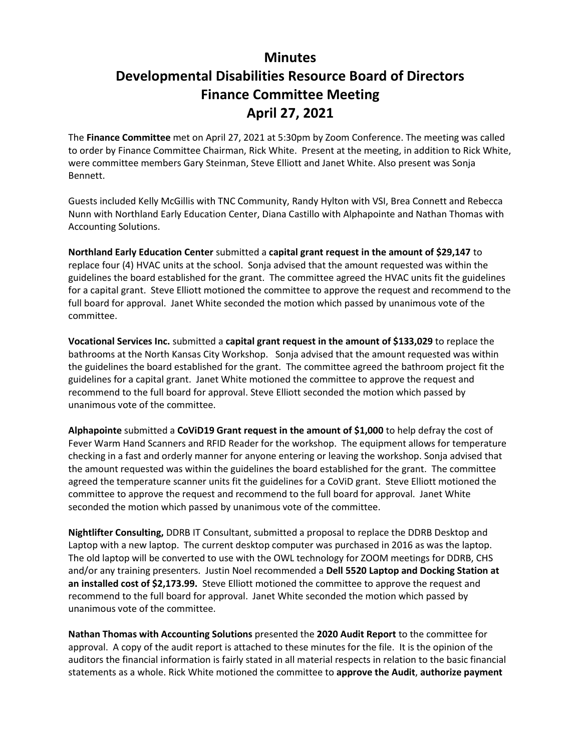# Minutes
# Developmental Disabilities Resource Board of Directors
# Finance Committee Meeting
# April 27, 2021

The **Finance Committee** met on April 27, 2021 at 5:30pm by Zoom Conference. The meeting was called to order by Finance Committee Chairman, Rick White. Present at the meeting, in addition to Rick White, were committee members Gary Steinman, Steve Elliott and Janet White. Also present was Sonja Bennett.

Guests included Kelly McGillis with TNC Community, Randy Hylton with VSI, Brea Connett and Rebecca Nunn with Northland Early Education Center, Diana Castillo with Alphapointe and Nathan Thomas with Accounting Solutions.

**Northland Early Education Center** submitted a **capital grant request in the amount of $29,147** to replace four (4) HVAC units at the school. Sonja advised that the amount requested was within the guidelines the board established for the grant. The committee agreed the HVAC units fit the guidelines for a capital grant. Steve Elliott motioned the committee to approve the request and recommend to the full board for approval. Janet White seconded the motion which passed by unanimous vote of the committee.

**Vocational Services Inc.** submitted a **capital grant request in the amount of $133,029** to replace the bathrooms at the North Kansas City Workshop. Sonja advised that the amount requested was within the guidelines the board established for the grant. The committee agreed the bathroom project fit the guidelines for a capital grant. Janet White motioned the committee to approve the request and recommend to the full board for approval. Steve Elliott seconded the motion which passed by unanimous vote of the committee.

**Alphapointe** submitted a **CoViD19 Grant request in the amount of $1,000** to help defray the cost of Fever Warm Hand Scanners and RFID Reader for the workshop. The equipment allows for temperature checking in a fast and orderly manner for anyone entering or leaving the workshop. Sonja advised that the amount requested was within the guidelines the board established for the grant. The committee agreed the temperature scanner units fit the guidelines for a CoViD grant. Steve Elliott motioned the committee to approve the request and recommend to the full board for approval. Janet White seconded the motion which passed by unanimous vote of the committee.

**Nightlifter Consulting,** DDRB IT Consultant, submitted a proposal to replace the DDRB Desktop and Laptop with a new laptop. The current desktop computer was purchased in 2016 as was the laptop. The old laptop will be converted to use with the OWL technology for ZOOM meetings for DDRB, CHS and/or any training presenters. Justin Noel recommended a **Dell 5520 Laptop and Docking Station at an installed cost of $2,173.99.** Steve Elliott motioned the committee to approve the request and recommend to the full board for approval. Janet White seconded the motion which passed by unanimous vote of the committee.

**Nathan Thomas with Accounting Solutions** presented the **2020 Audit Report** to the committee for approval. A copy of the audit report is attached to these minutes for the file. It is the opinion of the auditors the financial information is fairly stated in all material respects in relation to the basic financial statements as a whole. Rick White motioned the committee to **approve the Audit**, **authorize payment**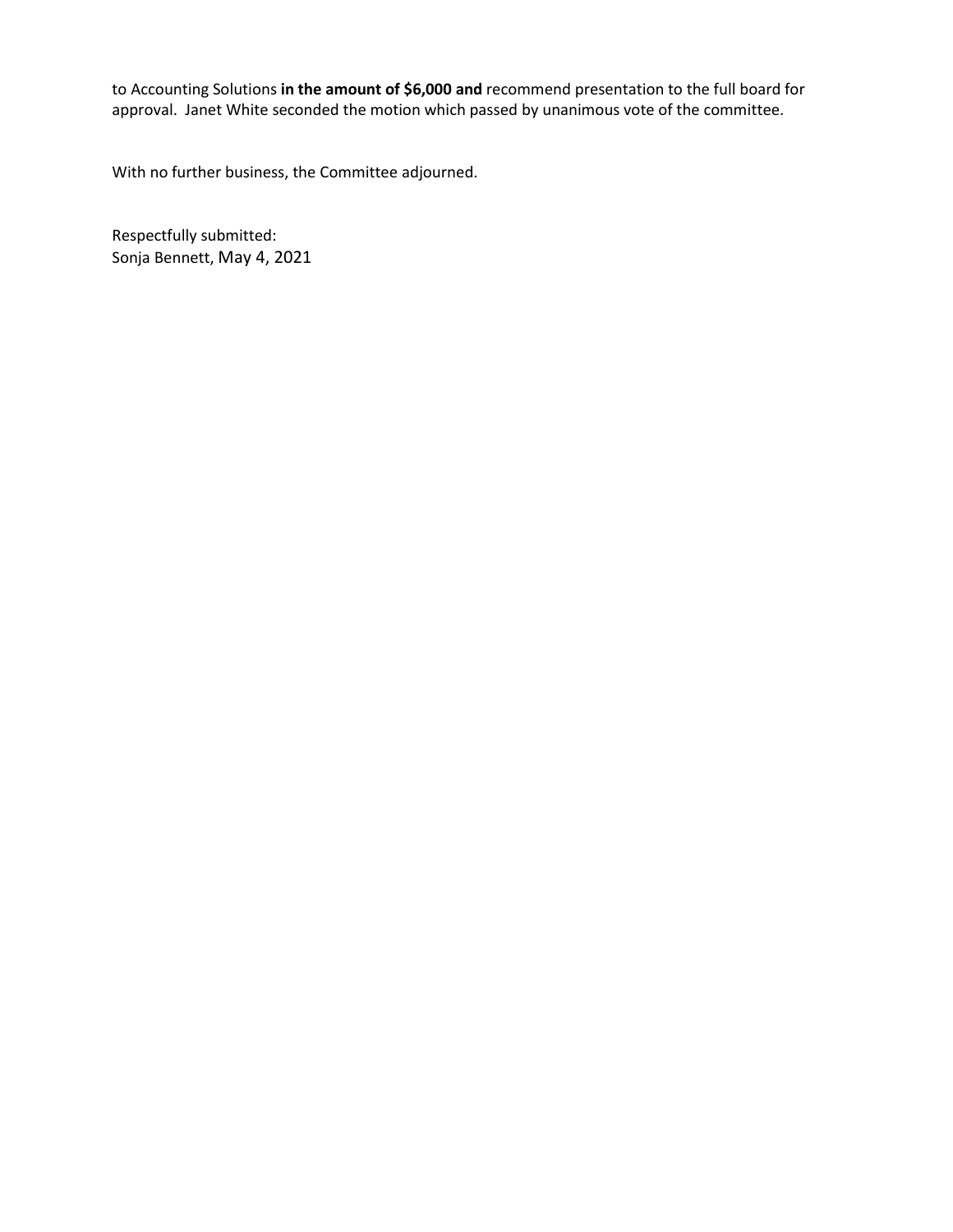to Accounting Solutions **in the amount of $6,000 and** recommend presentation to the full board for approval. Janet White seconded the motion which passed by unanimous vote of the committee.

With no further business, the Committee adjourned.

Respectfully submitted:
Sonja Bennett, May 4, 2021